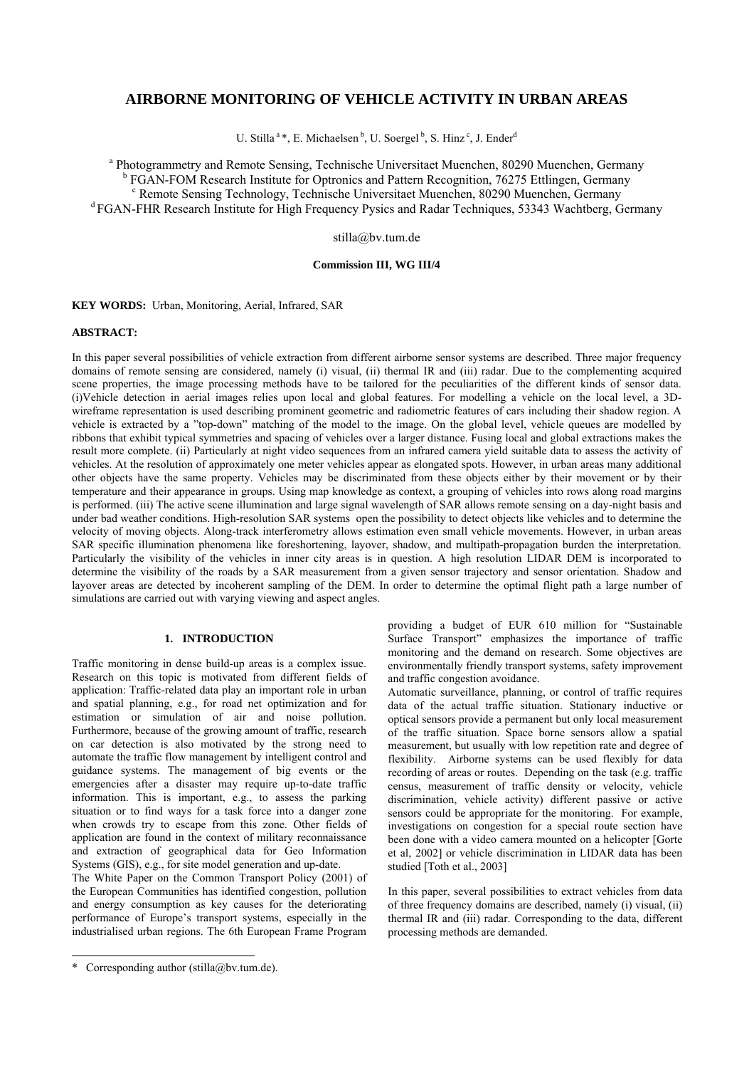# AIRBORNE MONITORING OF VEHICLE ACTIVITY IN URBAN AREAS

U. Stilla [a] *, E. Michaelsen [b], U. Soergel [b], S. Hinz [c], J. Ender[d]

[a] Photogrammetry and Remote Sensing, Technische Universitaet Muenchen, 80290 Muenchen, Germany
[b] FGAN-FOM Research Institute for Optronics and Pattern Recognition, 76275 Ettlingen, Germany
[c] Remote Sensing Technology, Technische Universitaet Muenchen, 80290 Muenchen, Germany
[d] FGAN-FHR Research Institute for High Frequency Pysics and Radar Techniques, 53343 Wachtberg, Germany

stilla@bv.tum.de

**Commission III, WG III/4**

**KEY WORDS:** Urban, Monitoring, Aerial, Infrared, SAR

**ABSTRACT:**

In this paper several possibilities of vehicle extraction from different airborne sensor systems are described. Three major frequency domains of remote sensing are considered, namely (i) visual, (ii) thermal IR and (iii) radar. Due to the complementing acquired scene properties, the image processing methods have to be tailored for the peculiarities of the different kinds of sensor data. (i)Vehicle detection in aerial images relies upon local and global features. For modelling a vehicle on the local level, a 3D-wireframe representation is used describing prominent geometric and radiometric features of cars including their shadow region. A vehicle is extracted by a "top-down" matching of the model to the image. On the global level, vehicle queues are modelled by ribbons that exhibit typical symmetries and spacing of vehicles over a larger distance. Fusing local and global extractions makes the result more complete. (ii) Particularly at night video sequences from an infrared camera yield suitable data to assess the activity of vehicles. At the resolution of approximately one meter vehicles appear as elongated spots. However, in urban areas many additional other objects have the same property. Vehicles may be discriminated from these objects either by their movement or by their temperature and their appearance in groups. Using map knowledge as context, a grouping of vehicles into rows along road margins is performed. (iii) The active scene illumination and large signal wavelength of SAR allows remote sensing on a day-night basis and under bad weather conditions. High-resolution SAR systems open the possibility to detect objects like vehicles and to determine the velocity of moving objects. Along-track interferometry allows estimation even small vehicle movements. However, in urban areas SAR specific illumination phenomena like foreshortening, layover, shadow, and multipath-propagation burden the interpretation. Particularly the visibility of the vehicles in inner city areas is in question. A high resolution LIDAR DEM is incorporated to determine the visibility of the roads by a SAR measurement from a given sensor trajectory and sensor orientation. Shadow and layover areas are detected by incoherent sampling of the DEM. In order to determine the optimal flight path a large number of simulations are carried out with varying viewing and aspect angles.

## 1. INTRODUCTION

Traffic monitoring in dense build-up areas is a complex issue. Research on this topic is motivated from different fields of application: Traffic-related data play an important role in urban and spatial planning, e.g., for road net optimization and for estimation or simulation of air and noise pollution. Furthermore, because of the growing amount of traffic, research on car detection is also motivated by the strong need to automate the traffic flow management by intelligent control and guidance systems. The management of big events or the emergencies after a disaster may require up-to-date traffic information. This is important, e.g., to assess the parking situation or to find ways for a task force into a danger zone when crowds try to escape from this zone. Other fields of application are found in the context of military reconnaissance and extraction of geographical data for Geo Information Systems (GIS), e.g., for site model generation and up-date.

The White Paper on the Common Transport Policy (2001) of the European Communities has identified congestion, pollution and energy consumption as key causes for the deteriorating performance of Europe's transport systems, especially in the industrialised urban regions. The 6th European Frame Program providing a budget of EUR 610 million for "Sustainable Surface Transport" emphasizes the importance of traffic monitoring and the demand on research. Some objectives are environmentally friendly transport systems, safety improvement and traffic congestion avoidance.

Automatic surveillance, planning, or control of traffic requires data of the actual traffic situation. Stationary inductive or optical sensors provide a permanent but only local measurement of the traffic situation. Space borne sensors allow a spatial measurement, but usually with low repetition rate and degree of flexibility. Airborne systems can be used flexibly for data recording of areas or routes. Depending on the task (e.g. traffic census, measurement of traffic density or velocity, vehicle discrimination, vehicle activity) different passive or active sensors could be appropriate for the monitoring. For example, investigations on congestion for a special route section have been done with a video camera mounted on a helicopter [Gorte et al, 2002] or vehicle discrimination in LIDAR data has been studied [Toth et al., 2003]

In this paper, several possibilities to extract vehicles from data of three frequency domains are described, namely (i) visual, (ii) thermal IR and (iii) radar. Corresponding to the data, different processing methods are demanded.

\* Corresponding author (stilla@bv.tum.de).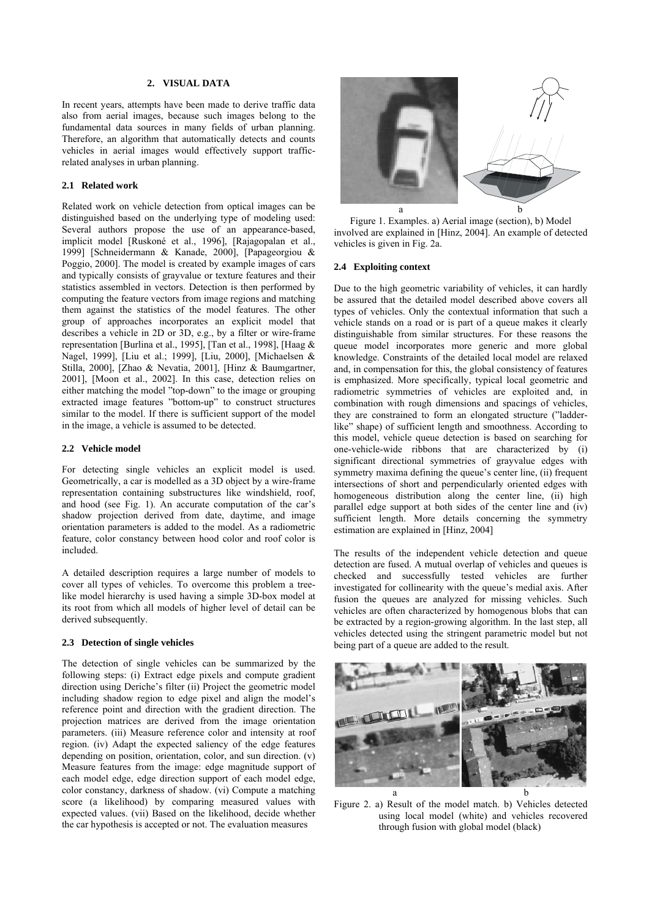## 2. VISUAL DATA

In recent years, attempts have been made to derive traffic data also from aerial images, because such images belong to the fundamental data sources in many fields of urban planning. Therefore, an algorithm that automatically detects and counts vehicles in aerial images would effectively support traffic-related analyses in urban planning.

### 2.1 Related work

Related work on vehicle detection from optical images can be distinguished based on the underlying type of modeling used: Several authors propose the use of an appearance-based, implicit model [Ruskoné et al., 1996], [Rajagopalan et al., 1999] [Schneidermann & Kanade, 2000], [Papageorgiou & Poggio, 2000]. The model is created by example images of cars and typically consists of grayvalue or texture features and their statistics assembled in vectors. Detection is then performed by computing the feature vectors from image regions and matching them against the statistics of the model features. The other group of approaches incorporates an explicit model that describes a vehicle in 2D or 3D, e.g., by a filter or wire-frame representation [Burlina et al., 1995], [Tan et al., 1998], [Haag & Nagel, 1999], [Liu et al.; 1999], [Liu, 2000], [Michaelsen & Stilla, 2000], [Zhao & Nevatia, 2001], [Hinz & Baumgartner, 2001], [Moon et al., 2002]. In this case, detection relies on either matching the model "top-down" to the image or grouping extracted image features "bottom-up" to construct structures similar to the model. If there is sufficient support of the model in the image, a vehicle is assumed to be detected.

### 2.2 Vehicle model

For detecting single vehicles an explicit model is used. Geometrically, a car is modelled as a 3D object by a wire-frame representation containing substructures like windshield, roof, and hood (see Fig. 1). An accurate computation of the car's shadow projection derived from date, daytime, and image orientation parameters is added to the model. As a radiometric feature, color constancy between hood color and roof color is included.

A detailed description requires a large number of models to cover all types of vehicles. To overcome this problem a tree-like model hierarchy is used having a simple 3D-box model at its root from which all models of higher level of detail can be derived subsequently.

### 2.3 Detection of single vehicles

The detection of single vehicles can be summarized by the following steps: (i) Extract edge pixels and compute gradient direction using Deriche's filter (ii) Project the geometric model including shadow region to edge pixel and align the model's reference point and direction with the gradient direction. The projection matrices are derived from the image orientation parameters. (iii) Measure reference color and intensity at roof region. (iv) Adapt the expected saliency of the edge features depending on position, orientation, color, and sun direction. (v) Measure features from the image: edge magnitude support of each model edge, edge direction support of each model edge, color constancy, darkness of shadow. (vi) Compute a matching score (a likelihood) by comparing measured values with expected values. (vii) Based on the likelihood, decide whether the car hypothesis is accepted or not. The evaluation measures involved are explained in [Hinz, 2004]. An example of detected vehicles is given in Fig. 2a.

Figure 1. Examples. a) Aerial image (section), b) Model

### 2.4 Exploiting context

Due to the high geometric variability of vehicles, it can hardly be assured that the detailed model described above covers all types of vehicles. Only the contextual information that such a vehicle stands on a road or is part of a queue makes it clearly distinguishable from similar structures. For these reasons the queue model incorporates more generic and more global knowledge. Constraints of the detailed local model are relaxed and, in compensation for this, the global consistency of features is emphasized. More specifically, typical local geometric and radiometric symmetries of vehicles are exploited and, in combination with rough dimensions and spacings of vehicles, they are constrained to form an elongated structure ("ladder-like" shape) of sufficient length and smoothness. According to this model, vehicle queue detection is based on searching for one-vehicle-wide ribbons that are characterized by (i) significant directional symmetries of grayvalue edges with symmetry maxima defining the queue's center line, (ii) frequent intersections of short and perpendicularly oriented edges with homogeneous distribution along the center line, (ii) high parallel edge support at both sides of the center line and (iv) sufficient length. More details concerning the symmetry estimation are explained in [Hinz, 2004]

The results of the independent vehicle detection and queue detection are fused. A mutual overlap of vehicles and queues is checked and successfully tested vehicles are further investigated for collinearity with the queue's medial axis. After fusion the queues are analyzed for missing vehicles. Such vehicles are often characterized by homogenous blobs that can be extracted by a region-growing algorithm. In the last step, all vehicles detected using the stringent parametric model but not being part of a queue are added to the result.

Figure 2. a) Result of the model match. b) Vehicles detected using local model (white) and vehicles recovered through fusion with global model (black)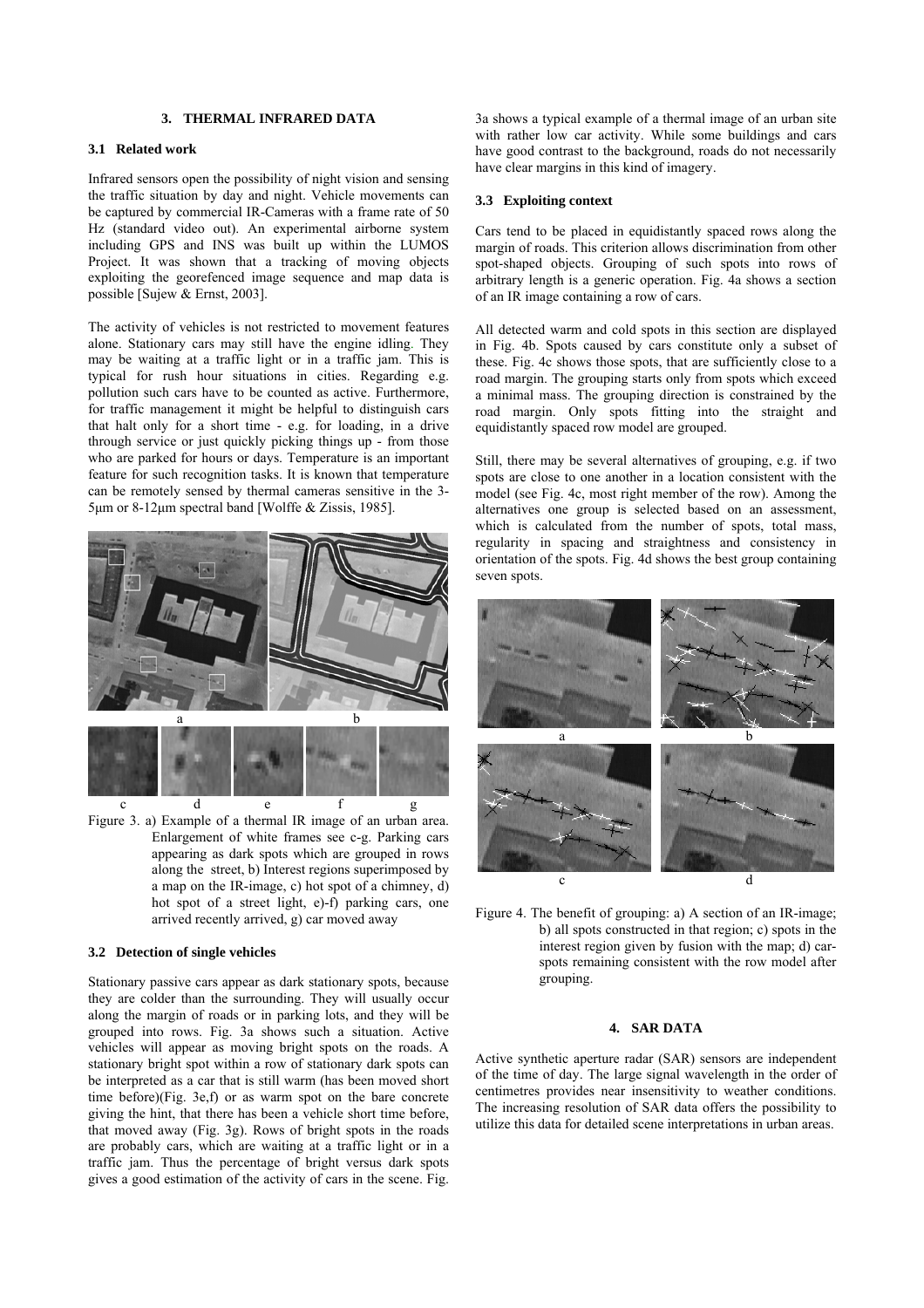## 3. THERMAL INFRARED DATA

### 3.1 Related work

Infrared sensors open the possibility of night vision and sensing the traffic situation by day and night. Vehicle movements can be captured by commercial IR-Cameras with a frame rate of 50 Hz (standard video out). An experimental airborne system including GPS and INS was built up within the LUMOS Project. It was shown that a tracking of moving objects exploiting the georefenced image sequence and map data is possible [Sujew & Ernst, 2003].

The activity of vehicles is not restricted to movement features alone. Stationary cars may still have the engine idling. They may be waiting at a traffic light or in a traffic jam. This is typical for rush hour situations in cities. Regarding e.g. pollution such cars have to be counted as active. Furthermore, for traffic management it might be helpful to distinguish cars that halt only for a short time - e.g. for loading, in a drive through service or just quickly picking things up - from those who are parked for hours or days. Temperature is an important feature for such recognition tasks. It is known that temperature can be remotely sensed by thermal cameras sensitive in the 3-5µm or 8-12µm spectral band [Wolffe & Zissis, 1985].

Figure 3. a) Example of a thermal IR image of an urban area. Enlargement of white frames see c-g. Parking cars appearing as dark spots which are grouped in rows along the street, b) Interest regions superimposed by a map on the IR-image, c) hot spot of a chimney, d) hot spot of a street light, e)-f) parking cars, one arrived recently arrived, g) car moved away

### 3.2 Detection of single vehicles

Stationary passive cars appear as dark stationary spots, because they are colder than the surrounding. They will usually occur along the margin of roads or in parking lots, and they will be grouped into rows. Fig. 3a shows such a situation. Active vehicles will appear as moving bright spots on the roads. A stationary bright spot within a row of stationary dark spots can be interpreted as a car that is still warm (has been moved short time before)(Fig. 3e,f) or as warm spot on the bare concrete giving the hint, that there has been a vehicle short time before, that moved away (Fig. 3g). Rows of bright spots in the roads are probably cars, which are waiting at a traffic light or in a traffic jam. Thus the percentage of bright versus dark spots gives a good estimation of the activity of cars in the scene. Fig. 3a shows a typical example of a thermal image of an urban site with rather low car activity. While some buildings and cars have good contrast to the background, roads do not necessarily have clear margins in this kind of imagery.

### 3.3 Exploiting context

Cars tend to be placed in equidistantly spaced rows along the margin of roads. This criterion allows discrimination from other spot-shaped objects. Grouping of such spots into rows of arbitrary length is a generic operation. Fig. 4a shows a section of an IR image containing a row of cars.

All detected warm and cold spots in this section are displayed in Fig. 4b. Spots caused by cars constitute only a subset of these. Fig. 4c shows those spots, that are sufficiently close to a road margin. The grouping starts only from spots which exceed a minimal mass. The grouping direction is constrained by the road margin. Only spots fitting into the straight and equidistantly spaced row model are grouped.

Still, there may be several alternatives of grouping, e.g. if two spots are close to one another in a location consistent with the model (see Fig. 4c, most right member of the row). Among the alternatives one group is selected based on an assessment, which is calculated from the number of spots, total mass, regularity in spacing and straightness and consistency in orientation of the spots. Fig. 4d shows the best group containing seven spots.

Figure 4. The benefit of grouping: a) A section of an IR-image; b) all spots constructed in that region; c) spots in the interest region given by fusion with the map; d) car-spots remaining consistent with the row model after grouping.

## 4. SAR DATA

Active synthetic aperture radar (SAR) sensors are independent of the time of day. The large signal wavelength in the order of centimetres provides near insensitivity to weather conditions. The increasing resolution of SAR data offers the possibility to utilize this data for detailed scene interpretations in urban areas.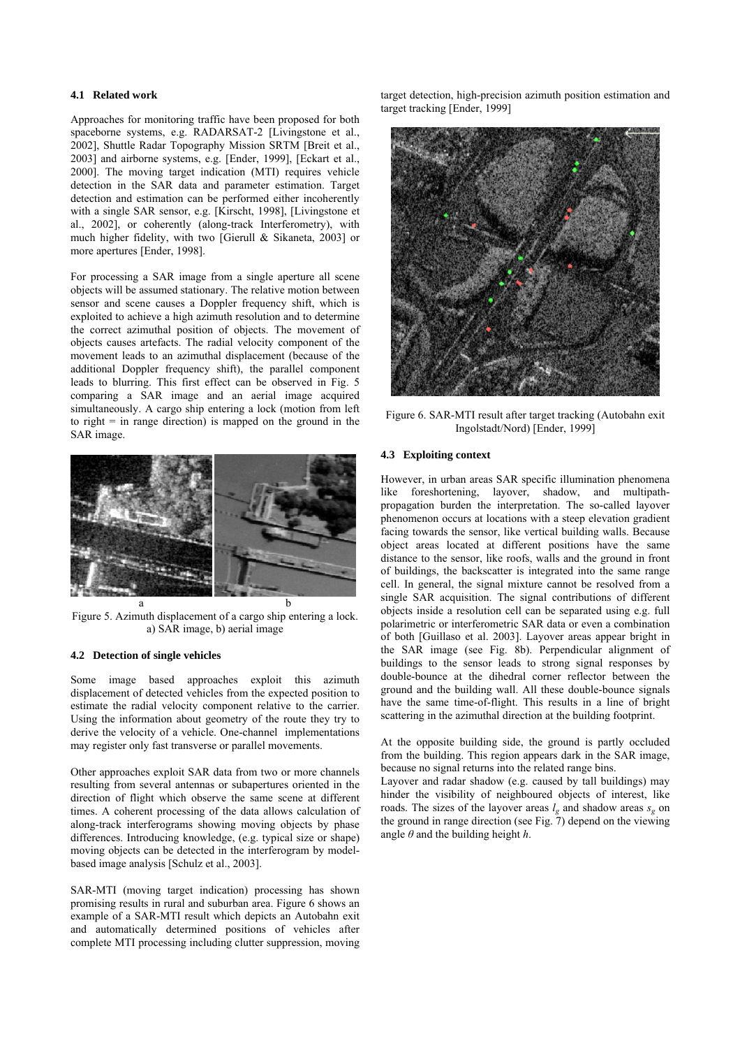### 4.1 Related work

Approaches for monitoring traffic have been proposed for both spaceborne systems, e.g. RADARSAT-2 [Livingstone et al., 2002], Shuttle Radar Topography Mission SRTM [Breit et al., 2003] and airborne systems, e.g. [Ender, 1999], [Eckart et al., 2000]. The moving target indication (MTI) requires vehicle detection in the SAR data and parameter estimation. Target detection and estimation can be performed either incoherently with a single SAR sensor, e.g. [Kirscht, 1998], [Livingstone et al., 2002], or coherently (along-track Interferometry), with much higher fidelity, with two [Gierull & Sikaneta, 2003] or more apertures [Ender, 1998].

For processing a SAR image from a single aperture all scene objects will be assumed stationary. The relative motion between sensor and scene causes a Doppler frequency shift, which is exploited to achieve a high azimuth resolution and to determine the correct azimuthal position of objects. The movement of objects causes artefacts. The radial velocity component of the movement leads to an azimuthal displacement (because of the additional Doppler frequency shift), the parallel component leads to blurring. This first effect can be observed in Fig. 5 comparing a SAR image and an aerial image acquired simultaneously. A cargo ship entering a lock (motion from left to right = in range direction) is mapped on the ground in the SAR image.

a b

Figure 5. Azimuth displacement of a cargo ship entering a lock. a) SAR image, b) aerial image

### 4.2 Detection of single vehicles

Some image based approaches exploit this azimuth displacement of detected vehicles from the expected position to estimate the radial velocity component relative to the carrier. Using the information about geometry of the route they try to derive the velocity of a vehicle. One-channel implementations may register only fast transverse or parallel movements.

Other approaches exploit SAR data from two or more channels resulting from several antennas or subapertures oriented in the direction of flight which observe the same scene at different times. A coherent processing of the data allows calculation of along-track interferograms showing moving objects by phase differences. Introducing knowledge, (e.g. typical size or shape) moving objects can be detected in the interferogram by model-based image analysis [Schulz et al., 2003].

SAR-MTI (moving target indication) processing has shown promising results in rural and suburban area. Figure 6 shows an example of a SAR-MTI result which depicts an Autobahn exit and automatically determined positions of vehicles after complete MTI processing including clutter suppression, moving target detection, high-precision azimuth position estimation and target tracking [Ender, 1999]

Figure 6. SAR-MTI result after target tracking (Autobahn exit Ingolstadt/Nord) [Ender, 1999]

### 4.3 Exploiting context

However, in urban areas SAR specific illumination phenomena like foreshortening, layover, shadow, and multipath-propagation burden the interpretation. The so-called layover phenomenon occurs at locations with a steep elevation gradient facing towards the sensor, like vertical building walls. Because object areas located at different positions have the same distance to the sensor, like roofs, walls and the ground in front of buildings, the backscatter is integrated into the same range cell. In general, the signal mixture cannot be resolved from a single SAR acquisition. The signal contributions of different objects inside a resolution cell can be separated using e.g. full polarimetric or interferometric SAR data or even a combination of both [Guillaso et al. 2003]. Layover areas appear bright in the SAR image (see Fig. 8b). Perpendicular alignment of buildings to the sensor leads to strong signal responses by double-bounce at the dihedral corner reflector between the ground and the building wall. All these double-bounce signals have the same time-of-flight. This results in a line of bright scattering in the azimuthal direction at the building footprint.

At the opposite building side, the ground is partly occluded from the building. This region appears dark in the SAR image, because no signal returns into the related range bins.

Layover and radar shadow (e.g. caused by tall buildings) may hinder the visibility of neighboured objects of interest, like roads. The sizes of the layover areas $l_g$ and shadow areas $s_g$ on the ground in range direction (see Fig. 7) depend on the viewing angle $\theta$ and the building height $h$.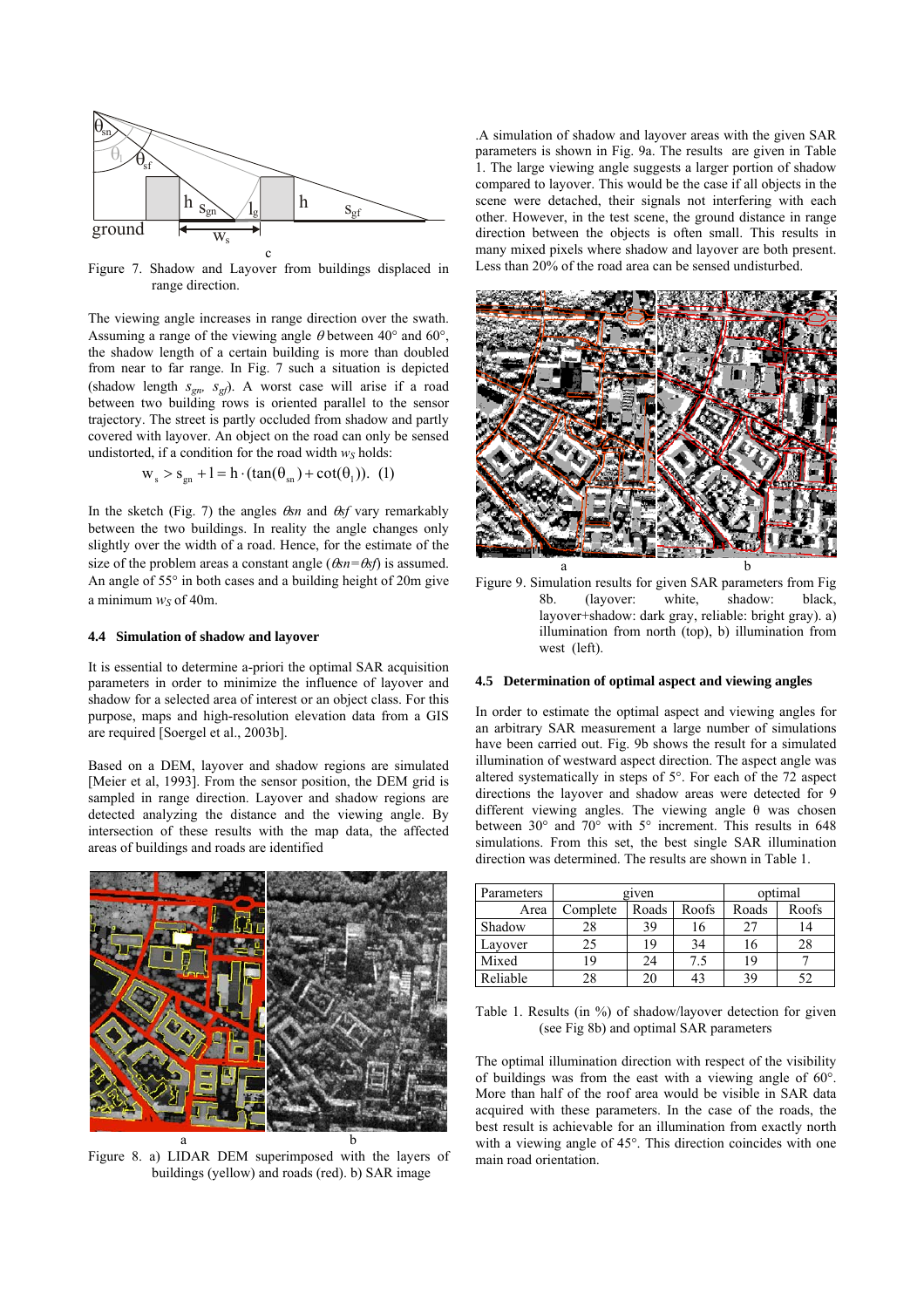Figure 7. Shadow and Layover from buildings displaced in range direction.

The viewing angle increases in range direction over the swath. Assuming a range of the viewing angle $\theta$ between 40° and 60°, the shadow length of a certain building is more than doubled from near to far range. In Fig. 7 such a situation is depicted (shadow length $s_{gn}$, $s_{gf}$). A worst case will arise if a road between two building rows is oriented parallel to the sensor trajectory. The street is partly occluded from shadow and partly covered with layover. An object on the road can only be sensed undistorted, if a condition for the road width $w_S$ holds:

$$w_s > s_{gn} + l = h \cdot (\tan(\theta_{sn}) + \cot(\theta_l)). \quad (1)$$

In the sketch (Fig. 7) the angles $\theta sn$ and $\theta sf$ vary remarkably between the two buildings. In reality the angle changes only slightly over the width of a road. Hence, for the estimate of the size of the problem areas a constant angle ($\theta sn = \theta sf$) is assumed. An angle of 55° in both cases and a building height of 20m give a minimum $w_S$ of 40m.

### 4.4 Simulation of shadow and layover

It is essential to determine a-priori the optimal SAR acquisition parameters in order to minimize the influence of layover and shadow for a selected area of interest or an object class. For this purpose, maps and high-resolution elevation data from a GIS are required [Soergel et al., 2003b].

Based on a DEM, layover and shadow regions are simulated [Meier et al, 1993]. From the sensor position, the DEM grid is sampled in range direction. Layover and shadow regions are detected analyzing the distance and the viewing angle. By intersection of these results with the map data, the affected areas of buildings and roads are identified

Figure 8. a) LIDAR DEM superimposed with the layers of buildings (yellow) and roads (red). b) SAR image

.A simulation of shadow and layover areas with the given SAR parameters is shown in Fig. 9a. The results are given in Table 1. The large viewing angle suggests a larger portion of shadow compared to layover. This would be the case if all objects in the scene were detached, their signals not interfering with each other. However, in the test scene, the ground distance in range direction between the objects is often small. This results in many mixed pixels where shadow and layover are both present. Less than 20% of the road area can be sensed undisturbed.

Figure 9. Simulation results for given SAR parameters from Fig 8b. (layover: white, shadow: black, layover+shadow: dark gray, reliable: bright gray). a) illumination from north (top), b) illumination from west (left).

### 4.5 Determination of optimal aspect and viewing angles

In order to estimate the optimal aspect and viewing angles for an arbitrary SAR measurement a large number of simulations have been carried out. Fig. 9b shows the result for a simulated illumination of westward aspect direction. The aspect angle was altered systematically in steps of 5°. For each of the 72 aspect directions the layover and shadow areas were detected for 9 different viewing angles. The viewing angle θ was chosen between 30° and 70° with 5° increment. This results in 648 simulations. From this set, the best single SAR illumination direction was determined. The results are shown in Table 1.

| Parameters | given | | | optimal | |
|---|---|---|---|---|---|
| Area | Complete | Roads | Roofs | Roads | Roofs |
| Shadow | 28 | 39 | 16 | 27 | 14 |
| Layover | 25 | 19 | 34 | 16 | 28 |
| Mixed | 19 | 24 | 7.5 | 19 | 7 |
| Reliable | 28 | 20 | 43 | 39 | 52 |

Table 1. Results (in %) of shadow/layover detection for given (see Fig 8b) and optimal SAR parameters

The optimal illumination direction with respect of the visibility of buildings was from the east with a viewing angle of 60°. More than half of the roof area would be visible in SAR data acquired with these parameters. In the case of the roads, the best result is achievable for an illumination from exactly north with a viewing angle of 45°. This direction coincides with one main road orientation.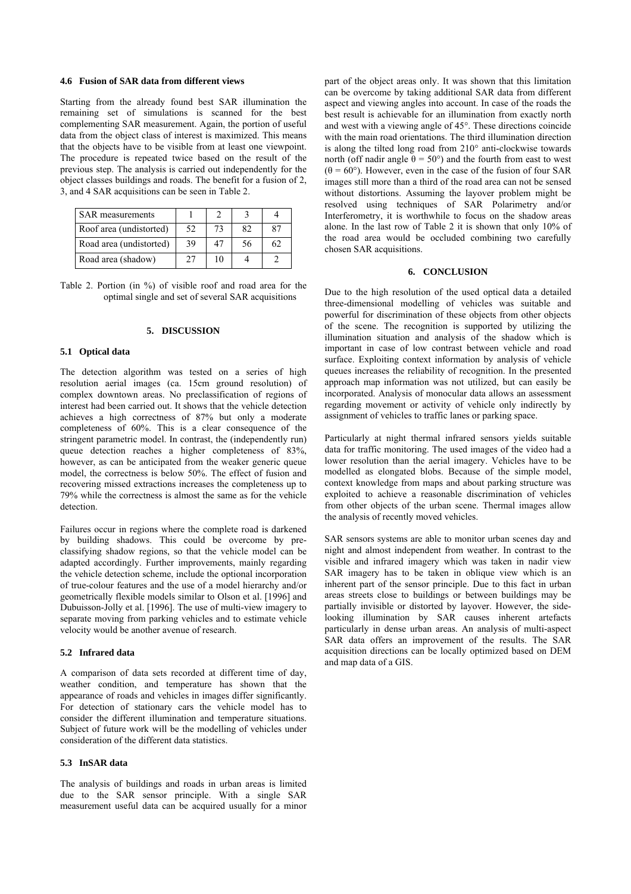### 4.6 Fusion of SAR data from different views

Starting from the already found best SAR illumination the remaining set of simulations is scanned for the best complementing SAR measurement. Again, the portion of useful data from the object class of interest is maximized. This means that the objects have to be visible from at least one viewpoint. The procedure is repeated twice based on the result of the previous step. The analysis is carried out independently for the object classes buildings and roads. The benefit for a fusion of 2, 3, and 4 SAR acquisitions can be seen in Table 2.

| SAR measurements | 1 | 2 | 3 | 4 |
|---|---|---|---|---|
| Roof area (undistorted) | 52 | 73 | 82 | 87 |
| Road area (undistorted) | 39 | 47 | 56 | 62 |
| Road area (shadow) | 27 | 10 | 4 | 2 |

Table 2. Portion (in %) of visible roof and road area for the optimal single and set of several SAR acquisitions

## 5. DISCUSSION

### 5.1 Optical data

The detection algorithm was tested on a series of high resolution aerial images (ca. 15cm ground resolution) of complex downtown areas. No preclassification of regions of interest had been carried out. It shows that the vehicle detection achieves a high correctness of 87% but only a moderate completeness of 60%. This is a clear consequence of the stringent parametric model. In contrast, the (independently run) queue detection reaches a higher completeness of 83%, however, as can be anticipated from the weaker generic queue model, the correctness is below 50%. The effect of fusion and recovering missed extractions increases the completeness up to 79% while the correctness is almost the same as for the vehicle detection.

Failures occur in regions where the complete road is darkened by building shadows. This could be overcome by pre-classifying shadow regions, so that the vehicle model can be adapted accordingly. Further improvements, mainly regarding the vehicle detection scheme, include the optional incorporation of true-colour features and the use of a model hierarchy and/or geometrically flexible models similar to Olson et al. [1996] and Dubuisson-Jolly et al. [1996]. The use of multi-view imagery to separate moving from parking vehicles and to estimate vehicle velocity would be another avenue of research.

### 5.2 Infrared data

A comparison of data sets recorded at different time of day, weather condition, and temperature has shown that the appearance of roads and vehicles in images differ significantly. For detection of stationary cars the vehicle model has to consider the different illumination and temperature situations. Subject of future work will be the modelling of vehicles under consideration of the different data statistics.

### 5.3 InSAR data

The analysis of buildings and roads in urban areas is limited due to the SAR sensor principle. With a single SAR measurement useful data can be acquired usually for a minor part of the object areas only. It was shown that this limitation can be overcome by taking additional SAR data from different aspect and viewing angles into account. In case of the roads the best result is achievable for an illumination from exactly north and west with a viewing angle of 45°. These directions coincide with the main road orientations. The third illumination direction is along the tilted long road from 210° anti-clockwise towards north (off nadir angle $\theta = 50°$) and the fourth from east to west ($\theta = 60°$). However, even in the case of the fusion of four SAR images still more than a third of the road area can not be sensed without distortions. Assuming the layover problem might be resolved using techniques of SAR Polarimetry and/or Interferometry, it is worthwhile to focus on the shadow areas alone. In the last row of Table 2 it is shown that only 10% of the road area would be occluded combining two carefully chosen SAR acquisitions.

## 6. CONCLUSION

Due to the high resolution of the used optical data a detailed three-dimensional modelling of vehicles was suitable and powerful for discrimination of these objects from other objects of the scene. The recognition is supported by utilizing the illumination situation and analysis of the shadow which is important in case of low contrast between vehicle and road surface. Exploiting context information by analysis of vehicle queues increases the reliability of recognition. In the presented approach map information was not utilized, but can easily be incorporated. Analysis of monocular data allows an assessment regarding movement or activity of vehicle only indirectly by assignment of vehicles to traffic lanes or parking space.

Particularly at night thermal infrared sensors yields suitable data for traffic monitoring. The used images of the video had a lower resolution than the aerial imagery. Vehicles have to be modelled as elongated blobs. Because of the simple model, context knowledge from maps and about parking structure was exploited to achieve a reasonable discrimination of vehicles from other objects of the urban scene. Thermal images allow the analysis of recently moved vehicles.

SAR sensors systems are able to monitor urban scenes day and night and almost independent from weather. In contrast to the visible and infrared imagery which was taken in nadir view SAR imagery has to be taken in oblique view which is an inherent part of the sensor principle. Due to this fact in urban areas streets close to buildings or between buildings may be partially invisible or distorted by layover. However, the side-looking illumination by SAR causes inherent artefacts particularly in dense urban areas. An analysis of multi-aspect SAR data offers an improvement of the results. The SAR acquisition directions can be locally optimized based on DEM and map data of a GIS.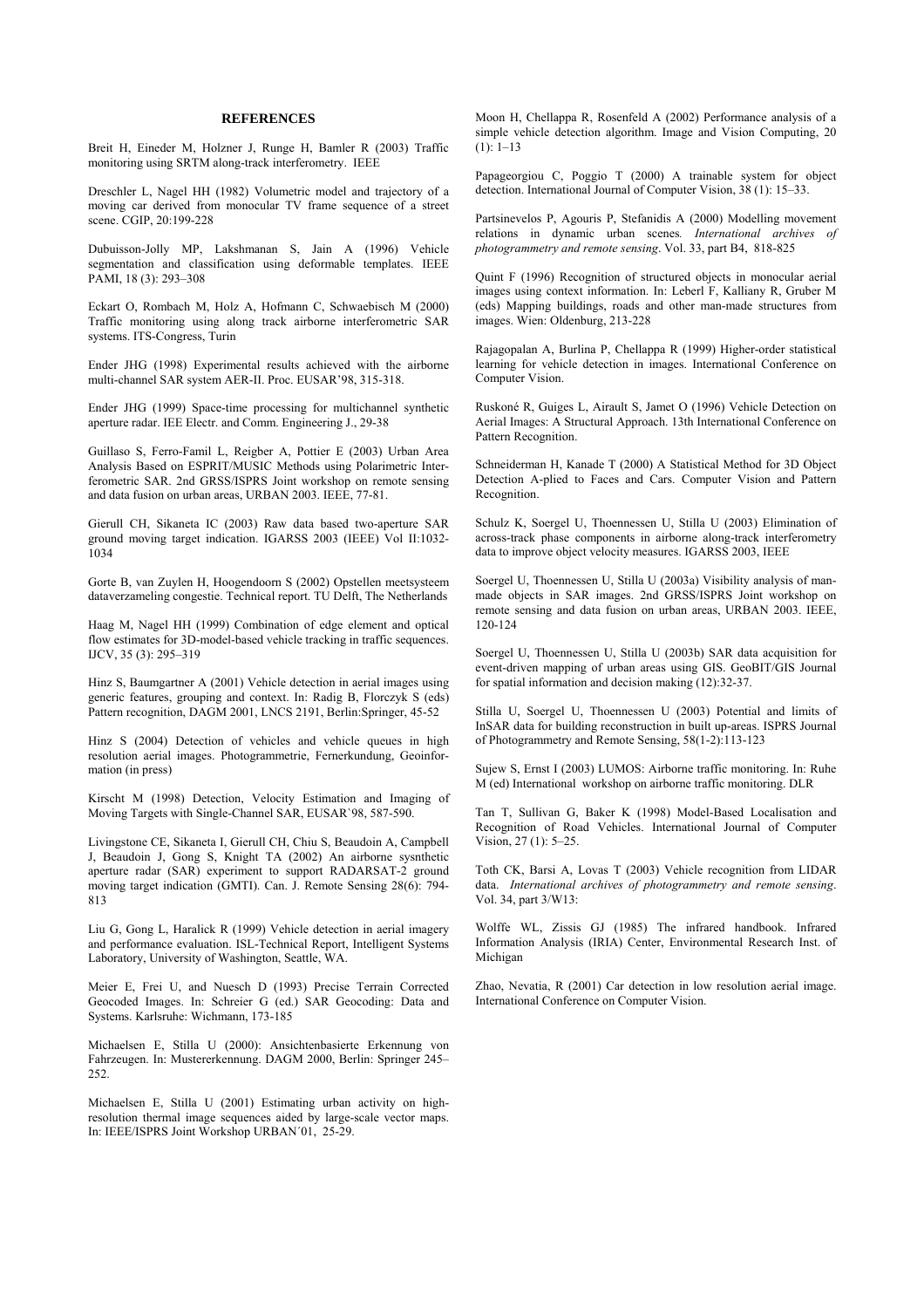## REFERENCES

Breit H, Eineder M, Holzner J, Runge H, Bamler R (2003) Traffic monitoring using SRTM along-track interferometry. IEEE

Dreschler L, Nagel HH (1982) Volumetric model and trajectory of a moving car derived from monocular TV frame sequence of a street scene. CGIP, 20:199-228

Dubuisson-Jolly MP, Lakshmanan S, Jain A (1996) Vehicle segmentation and classification using deformable templates. IEEE PAMI, 18 (3): 293–308

Eckart O, Rombach M, Holz A, Hofmann C, Schwaebisch M (2000) Traffic monitoring using along track airborne interferometric SAR systems. ITS-Congress, Turin

Ender JHG (1998) Experimental results achieved with the airborne multi-channel SAR system AER-II. Proc. EUSAR'98, 315-318.

Ender JHG (1999) Space-time processing for multichannel synthetic aperture radar. IEE Electr. and Comm. Engineering J., 29-38

Guillaso S, Ferro-Famil L, Reigber A, Pottier E (2003) Urban Area Analysis Based on ESPRIT/MUSIC Methods using Polarimetric Interferometric SAR. 2nd GRSS/ISPRS Joint workshop on remote sensing and data fusion on urban areas, URBAN 2003. IEEE, 77-81.

Gierull CH, Sikaneta IC (2003) Raw data based two-aperture SAR ground moving target indication. IGARSS 2003 (IEEE) Vol II:1032-1034

Gorte B, van Zuylen H, Hoogendoorn S (2002) Opstellen meetsysteem dataverzameling congestie. Technical report. TU Delft, The Netherlands

Haag M, Nagel HH (1999) Combination of edge element and optical flow estimates for 3D-model-based vehicle tracking in traffic sequences. IJCV, 35 (3): 295–319

Hinz S, Baumgartner A (2001) Vehicle detection in aerial images using generic features, grouping and context. In: Radig B, Florczyk S (eds) Pattern recognition, DAGM 2001, LNCS 2191, Berlin:Springer, 45-52

Hinz S (2004) Detection of vehicles and vehicle queues in high resolution aerial images. Photogrammetrie, Fernerkundung, Geoinformation (in press)

Kirscht M (1998) Detection, Velocity Estimation and Imaging of Moving Targets with Single-Channel SAR, EUSAR`98, 587-590.

Livingstone CE, Sikaneta I, Gierull CH, Chiu S, Beaudoin A, Campbell J, Beaudoin J, Gong S, Knight TA (2002) An airborne sysnthetic aperture radar (SAR) experiment to support RADARSAT-2 ground moving target indication (GMTI). Can. J. Remote Sensing 28(6): 794-813

Liu G, Gong L, Haralick R (1999) Vehicle detection in aerial imagery and performance evaluation. ISL-Technical Report, Intelligent Systems Laboratory, University of Washington, Seattle, WA.

Meier E, Frei U, and Nuesch D (1993) Precise Terrain Corrected Geocoded Images. In: Schreier G (ed.) SAR Geocoding: Data and Systems. Karlsruhe: Wichmann, 173-185

Michaelsen E, Stilla U (2000): Ansichtenbasierte Erkennung von Fahrzeugen. In: Mustererkennung. DAGM 2000, Berlin: Springer 245–252.

Michaelsen E, Stilla U (2001) Estimating urban activity on high-resolution thermal image sequences aided by large-scale vector maps. In: IEEE/ISPRS Joint Workshop URBAN´01, 25-29.

Moon H, Chellappa R, Rosenfeld A (2002) Performance analysis of a simple vehicle detection algorithm. Image and Vision Computing, 20 (1): 1–13

Papageorgiou C, Poggio T (2000) A trainable system for object detection. International Journal of Computer Vision, 38 (1): 15–33.

Partsinevelos P, Agouris P, Stefanidis A (2000) Modelling movement relations in dynamic urban scenes. *International archives of photogrammetry and remote sensing*. Vol. 33, part B4, 818-825

Quint F (1996) Recognition of structured objects in monocular aerial images using context information. In: Leberl F, Kalliany R, Gruber M (eds) Mapping buildings, roads and other man-made structures from images. Wien: Oldenburg, 213-228

Rajagopalan A, Burlina P, Chellappa R (1999) Higher-order statistical learning for vehicle detection in images. International Conference on Computer Vision.

Ruskoné R, Guiges L, Airault S, Jamet O (1996) Vehicle Detection on Aerial Images: A Structural Approach. 13th International Conference on Pattern Recognition.

Schneiderman H, Kanade T (2000) A Statistical Method for 3D Object Detection A-plied to Faces and Cars. Computer Vision and Pattern Recognition.

Schulz K, Soergel U, Thoennessen U, Stilla U (2003) Elimination of across-track phase components in airborne along-track interferometry data to improve object velocity measures. IGARSS 2003, IEEE

Soergel U, Thoennessen U, Stilla U (2003a) Visibility analysis of man-made objects in SAR images. 2nd GRSS/ISPRS Joint workshop on remote sensing and data fusion on urban areas, URBAN 2003. IEEE, 120-124

Soergel U, Thoennessen U, Stilla U (2003b) SAR data acquisition for event-driven mapping of urban areas using GIS. GeoBIT/GIS Journal for spatial information and decision making (12):32-37.

Stilla U, Soergel U, Thoennessen U (2003) Potential and limits of InSAR data for building reconstruction in built up-areas. ISPRS Journal of Photogrammetry and Remote Sensing, 58(1-2):113-123

Sujew S, Ernst I (2003) LUMOS: Airborne traffic monitoring. In: Ruhe M (ed) International workshop on airborne traffic monitoring. DLR

Tan T, Sullivan G, Baker K (1998) Model-Based Localisation and Recognition of Road Vehicles. International Journal of Computer Vision, 27 (1): 5–25.

Toth CK, Barsi A, Lovas T (2003) Vehicle recognition from LIDAR data. *International archives of photogrammetry and remote sensing*. Vol. 34, part 3/W13:

Wolffe WL, Zissis GJ (1985) The infrared handbook. Infrared Information Analysis (IRIA) Center, Environmental Research Inst. of Michigan

Zhao, Nevatia, R (2001) Car detection in low resolution aerial image. International Conference on Computer Vision.